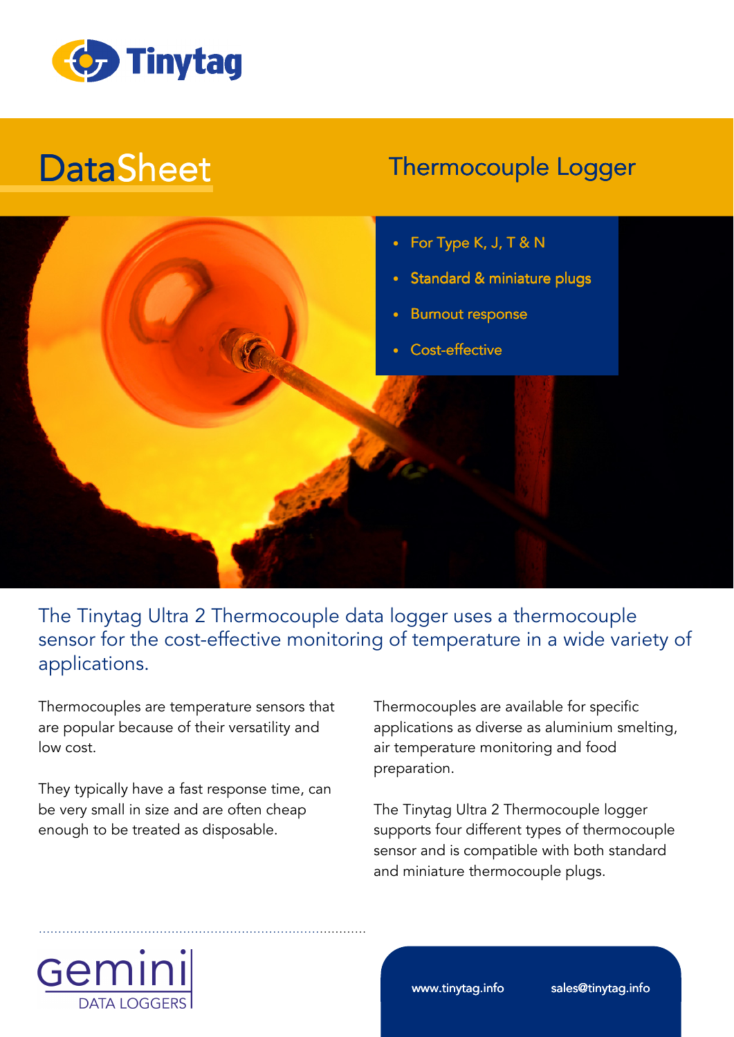Tinytag

# DataSheet

## Thermocouple Logger

- For Type K, J, T & N
- Standard & miniature plugs
- Burnout response
- Cost-effective

The Tinytag Ultra 2 Thermocouple data logger uses a thermocouple sensor for the cost-effective monitoring of temperature in a wide variety of applications.

Thermocouples are temperature sensors that are popular because of their versatility and low cost.

They typically have a fast response time, can be very small in size and are often cheap enough to be treated as disposable.

Thermocouples are available for specific applications as diverse as aluminium smelting, air temperature monitoring and food preparation.

The Tinytag Ultra 2 Thermocouple logger supports four different types of thermocouple sensor and is compatible with both standard and miniature thermocouple plugs.

Gemini DATA LOGGERS

www.tinytag.info sales@tinytag.info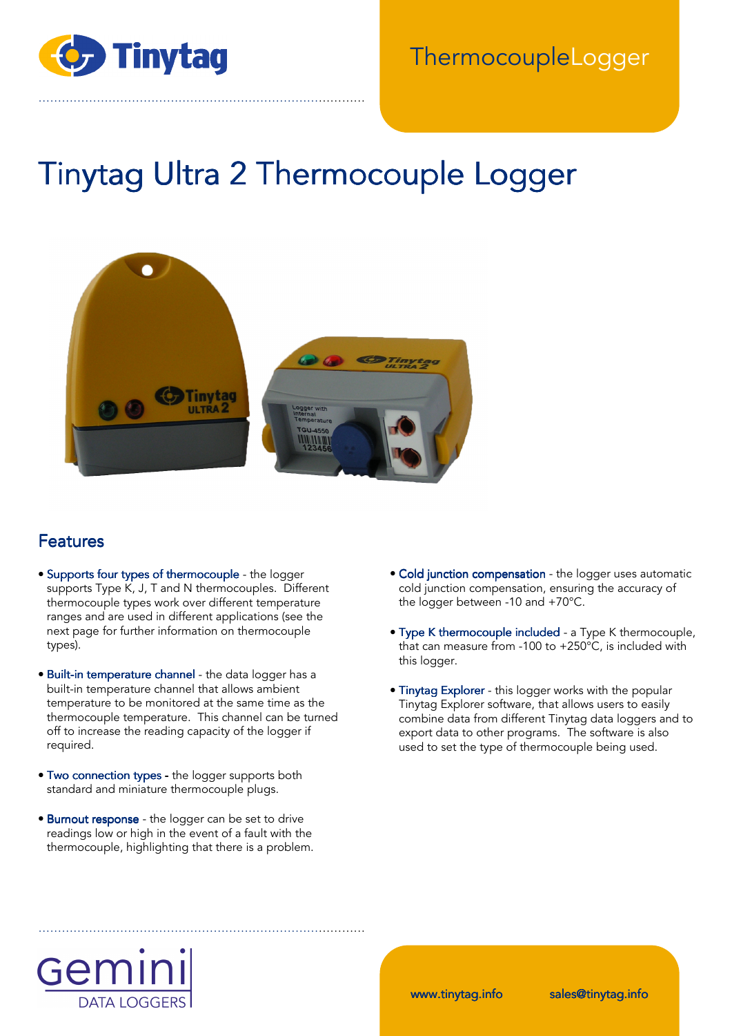# Tinytag Ultra 2 Thermocouple Logger

ThermocoupleLogger

## Features

- **Supports four types of thermocouple** - the logger supports Type K, J, T and N thermocouples. Different thermocouple types work over different temperature ranges and are used in different applications (see the next page for further information on thermocouple types).

- **Built-in temperature channel** - the data logger has a built-in temperature channel that allows ambient temperature to be monitored at the same time as the thermocouple temperature. This channel can be turned off to increase the reading capacity of the logger if required.

- **Two connection types** - the logger supports both standard and miniature thermocouple plugs.

- **Burnout response** - the logger can be set to drive readings low or high in the event of a fault with the thermocouple, highlighting that there is a problem.

- **Cold junction compensation** - the logger uses automatic cold junction compensation, ensuring the accuracy of the logger between -10 and +70°C.

- **Type K thermocouple included** - a Type K thermocouple, that can measure from -100 to +250°C, is included with this logger.

- **Tinytag Explorer** - this logger works with the popular Tinytag Explorer software, that allows users to easily combine data from different Tinytag data loggers and to export data to other programs. The software is also used to set the type of thermocouple being used.

www.tinytag.info sales@tinytag.info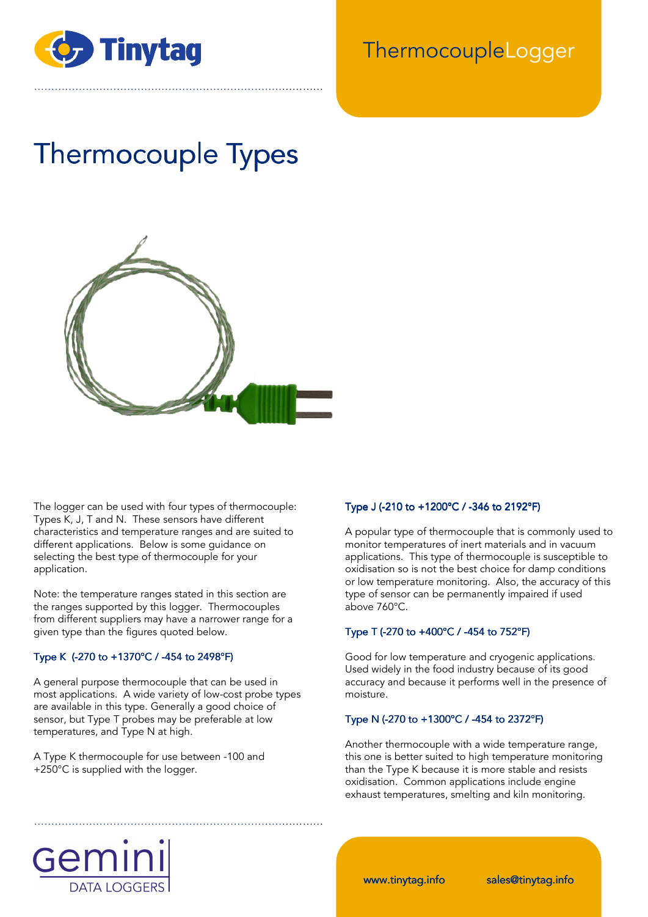# Thermocouple Types

The logger can be used with four types of thermocouple: Types K, J, T and N. These sensors have different characteristics and temperature ranges and are suited to different applications. Below is some guidance on selecting the best type of thermocouple for your application.

Note: the temperature ranges stated in this section are the ranges supported by this logger. Thermocouples from different suppliers may have a narrower range for a given type than the figures quoted below.

### Type K (-270 to +1370°C / -454 to 2498°F)

A general purpose thermocouple that can be used in most applications. A wide variety of low-cost probe types are available in this type. Generally a good choice of sensor, but Type T probes may be preferable at low temperatures, and Type N at high.

A Type K thermocouple for use between -100 and +250°C is supplied with the logger.

### Type J (-210 to +1200°C / -346 to 2192°F)

A popular type of thermocouple that is commonly used to monitor temperatures of inert materials and in vacuum applications. This type of thermocouple is susceptible to oxidisation so is not the best choice for damp conditions or low temperature monitoring. Also, the accuracy of this type of sensor can be permanently impaired if used above 760°C.

### Type T (-270 to +400°C / -454 to 752°F)

Good for low temperature and cryogenic applications. Used widely in the food industry because of its good accuracy and because it performs well in the presence of moisture.

### Type N (-270 to +1300°C / -454 to 2372°F)

Another thermocouple with a wide temperature range, this one is better suited to high temperature monitoring than the Type K because it is more stable and resists oxidisation. Common applications include engine exhaust temperatures, smelting and kiln monitoring.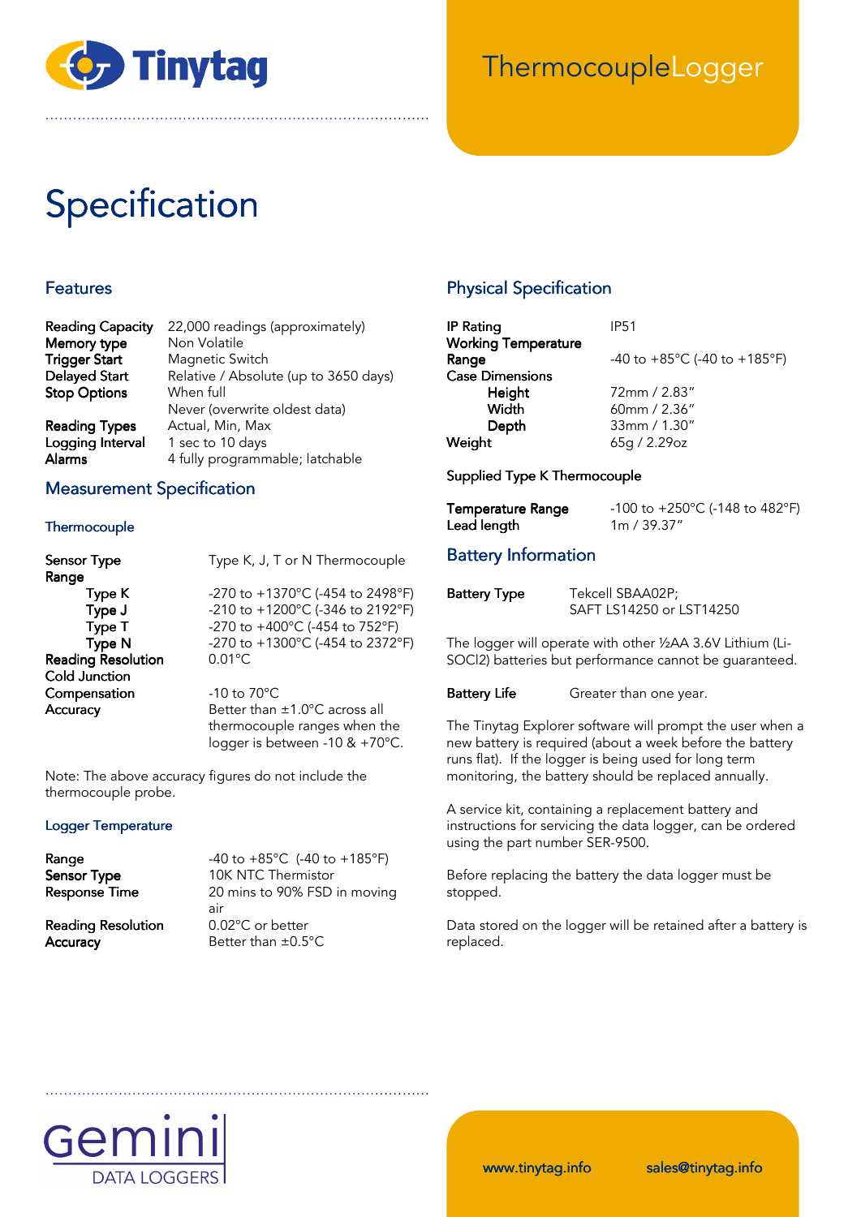# ThermocoupleLogger

# Specification

## Features

| | |
|---|---|
| **Reading Capacity** | 22,000 readings (approximately) |
| **Memory type** | Non Volatile |
| **Trigger Start** | Magnetic Switch |
| **Delayed Start** | Relative / Absolute (up to 3650 days) |
| **Stop Options** | When full |
| | Never (overwrite oldest data) |
| **Reading Types** | Actual, Min, Max |
| **Logging Interval** | 1 sec to 10 days |
| **Alarms** | 4 fully programmable; latchable |

## Measurement Specification

### Thermocouple

| | |
|---|---|
| **Sensor Type** | Type K, J, T or N Thermocouple |
| **Range** | |
| **Type K** | -270 to +1370°C (-454 to 2498°F) |
| **Type J** | -210 to +1200°C (-346 to 2192°F) |
| **Type T** | -270 to +400°C (-454 to 752°F) |
| **Type N** | -270 to +1300°C (-454 to 2372°F) |
| **Reading Resolution** | 0.01°C |
| **Cold Junction Compensation** | -10 to 70°C |
| **Accuracy** | Better than ±1.0°C across all thermocouple ranges when the logger is between -10 & +70°C. |

Note: The above accuracy figures do not include the thermocouple probe.

### Logger Temperature

| | |
|---|---|
| **Range** | -40 to +85°C (-40 to +185°F) |
| **Sensor Type** | 10K NTC Thermistor |
| **Response Time** | 20 mins to 90% FSD in moving air |
| **Reading Resolution** | 0.02°C or better |
| **Accuracy** | Better than ±0.5°C |

## Physical Specification

| | |
|---|---|
| **IP Rating** | IP51 |
| **Working Temperature Range** | -40 to +85°C (-40 to +185°F) |
| **Case Dimensions** | |
| **Height** | 72mm / 2.83″ |
| **Width** | 60mm / 2.36″ |
| **Depth** | 33mm / 1.30″ |
| **Weight** | 65g / 2.29oz |

Supplied Type K Thermocouple

| | |
|---|---|
| **Temperature Range** | -100 to +250°C (-148 to 482°F) |
| **Lead length** | 1m / 39.37″ |

## Battery Information

| | |
|---|---|
| **Battery Type** | Tekcell SBAA02P; SAFT LS14250 or LST14250 |

The logger will operate with other ½AA 3.6V Lithium (Li-SOCl2) batteries but performance cannot be guaranteed.

| | |
|---|---|
| **Battery Life** | Greater than one year. |

The Tinytag Explorer software will prompt the user when a new battery is required (about a week before the battery runs flat). If the logger is being used for long term monitoring, the battery should be replaced annually.

A service kit, containing a replacement battery and instructions for servicing the data logger, can be ordered using the part number SER-9500.

Before replacing the battery the data logger must be stopped.

Data stored on the logger will be retained after a battery is replaced.

www.tinytag.info sales@tinytag.info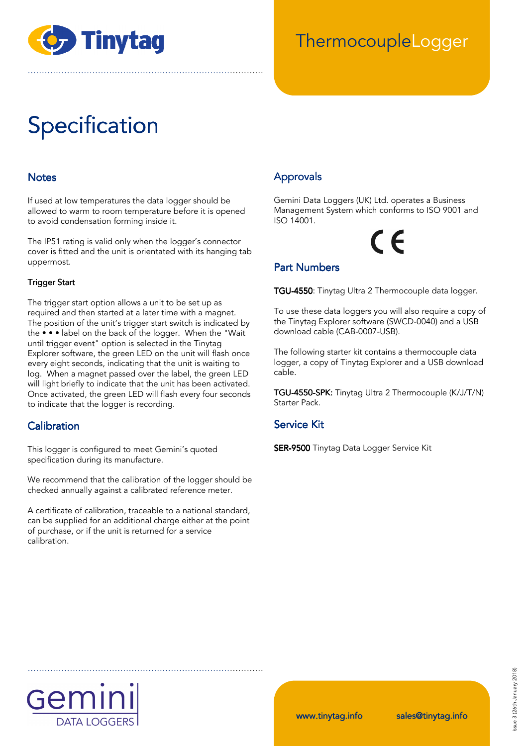ThermocoupleLogger

# Specification

## Notes

If used at low temperatures the data logger should be allowed to warm to room temperature before it is opened to avoid condensation forming inside it.

The IP51 rating is valid only when the logger's connector cover is fitted and the unit is orientated with its hanging tab uppermost.

### Trigger Start

The trigger start option allows a unit to be set up as required and then started at a later time with a magnet. The position of the unit's trigger start switch is indicated by the • • • label on the back of the logger. When the "Wait until trigger event" option is selected in the Tinytag Explorer software, the green LED on the unit will flash once every eight seconds, indicating that the unit is waiting to log. When a magnet passed over the label, the green LED will light briefly to indicate that the unit has been activated. Once activated, the green LED will flash every four seconds to indicate that the logger is recording.

## Calibration

This logger is configured to meet Gemini's quoted specification during its manufacture.

We recommend that the calibration of the logger should be checked annually against a calibrated reference meter.

A certificate of calibration, traceable to a national standard, can be supplied for an additional charge either at the point of purchase, or if the unit is returned for a service calibration.

## Approvals

Gemini Data Loggers (UK) Ltd. operates a Business Management System which conforms to ISO 9001 and ISO 14001.

CE

## Part Numbers

**TGU-4550**: Tinytag Ultra 2 Thermocouple data logger.

To use these data loggers you will also require a copy of the Tinytag Explorer software (SWCD-0040) and a USB download cable (CAB-0007-USB).

The following starter kit contains a thermocouple data logger, a copy of Tinytag Explorer and a USB download cable.

**TGU-4550-SPK:** Tinytag Ultra 2 Thermocouple (K/J/T/N) Starter Pack.

## Service Kit

**SER-9500** Tinytag Data Logger Service Kit

www.tinytag.info sales@tinytag.info

Issue 3 (26th January 2018)